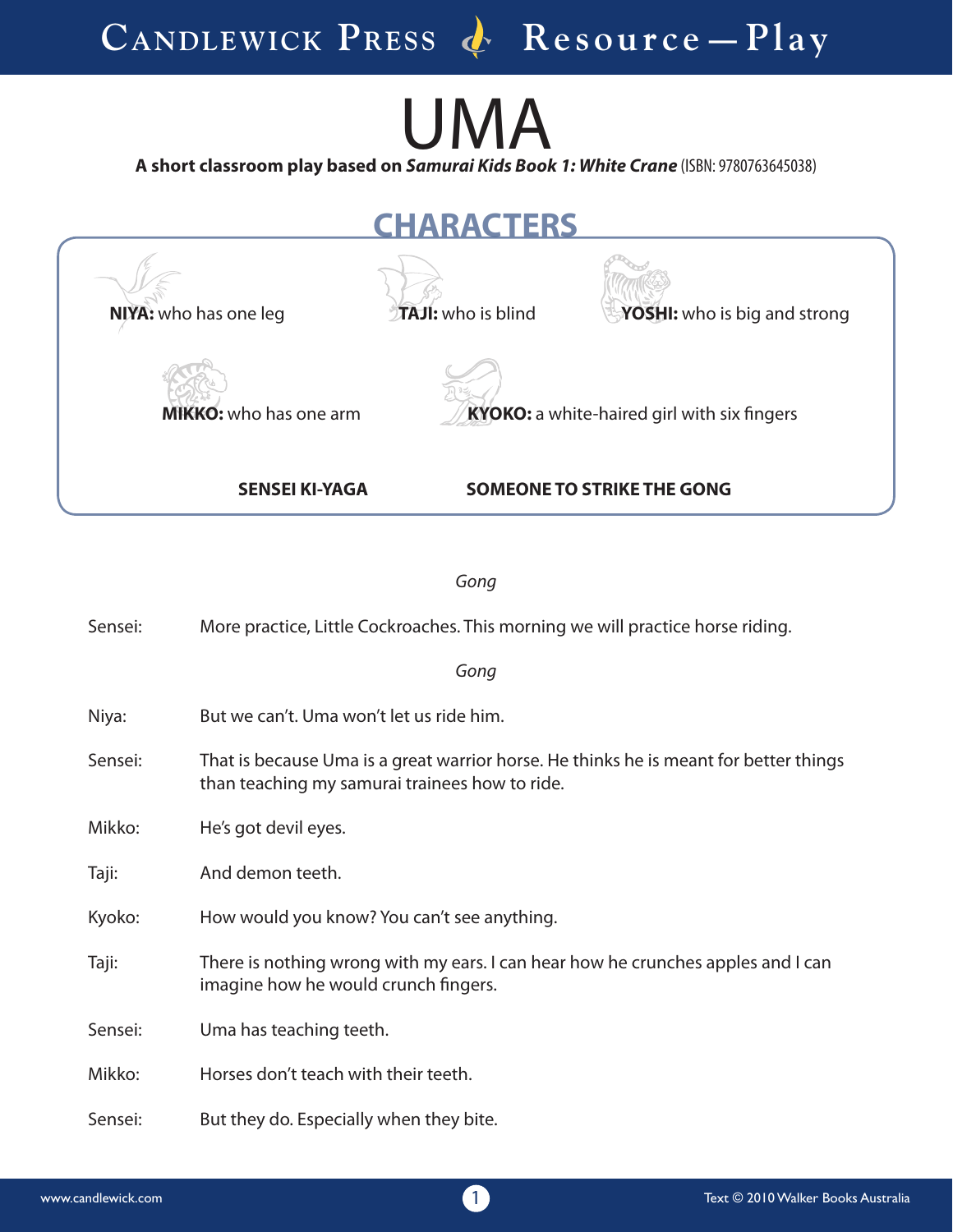# UMA

**A short classroom play based on *Samurai Kids Book 1: White Crane*** (ISBN: 9780763645038)

## CHARACTERS

**NIYA:** who has one leg

**TAJI:** who is blind

**YOSHI:** who is big and strong

**MIKKO:** who has one arm

**KYOKO:** a white-haired girl with six fingers

**SENSEI KI-YAGA**

**SOMEONE TO STRIKE THE GONG**

*Gong*

Sensei: More practice, Little Cockroaches. This morning we will practice horse riding.

*Gong*

Niya: But we can't. Uma won't let us ride him.

Sensei: That is because Uma is a great warrior horse. He thinks he is meant for better things than teaching my samurai trainees how to ride.

Mikko: He's got devil eyes.

Taji: And demon teeth.

Kyoko: How would you know? You can't see anything.

Taji: There is nothing wrong with my ears. I can hear how he crunches apples and I can imagine how he would crunch fingers.

Sensei: Uma has teaching teeth.

Mikko: Horses don't teach with their teeth.

Sensei: But they do. Especially when they bite.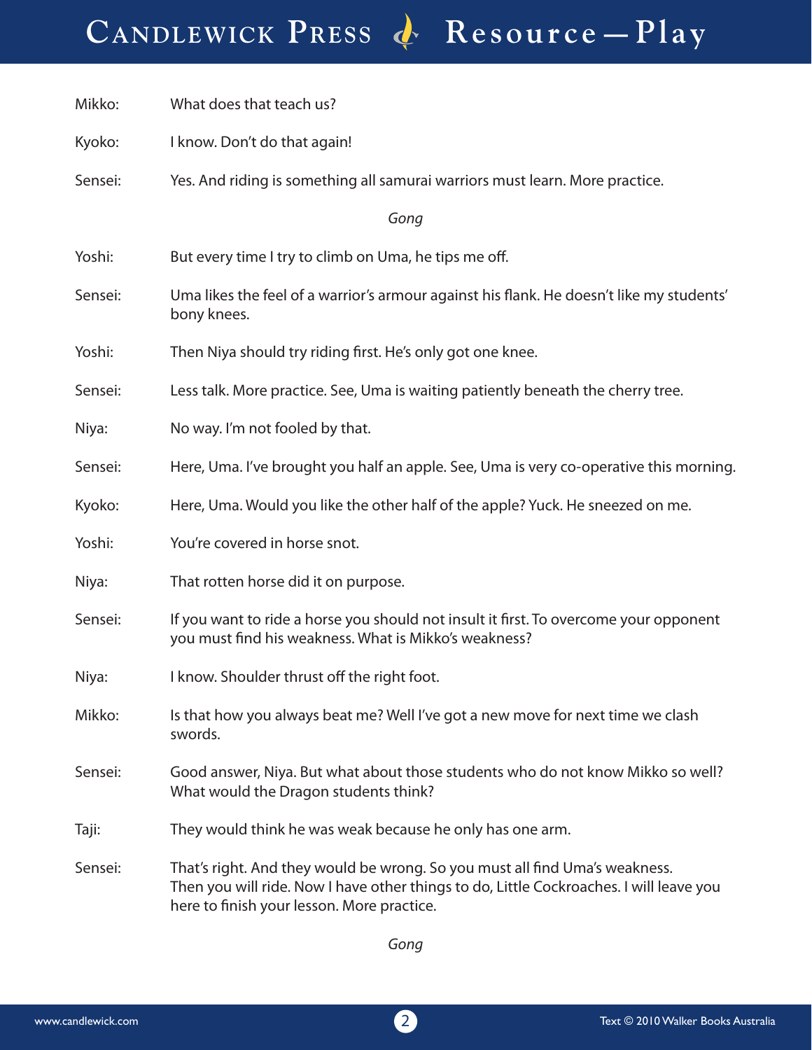| | |
|---|---|
| Mikko: | What does that teach us? |
| Kyoko: | I know. Don't do that again! |
| Sensei: | Yes. And riding is something all samurai warriors must learn. More practice. |

*Gong*

| | |
|---|---|
| Yoshi: | But every time I try to climb on Uma, he tips me off. |
| Sensei: | Uma likes the feel of a warrior's armour against his flank. He doesn't like my students' bony knees. |
| Yoshi: | Then Niya should try riding first. He's only got one knee. |
| Sensei: | Less talk. More practice. See, Uma is waiting patiently beneath the cherry tree. |
| Niya: | No way. I'm not fooled by that. |
| Sensei: | Here, Uma. I've brought you half an apple. See, Uma is very co-operative this morning. |
| Kyoko: | Here, Uma. Would you like the other half of the apple? Yuck. He sneezed on me. |
| Yoshi: | You're covered in horse snot. |
| Niya: | That rotten horse did it on purpose. |
| Sensei: | If you want to ride a horse you should not insult it first. To overcome your opponent you must find his weakness. What is Mikko's weakness? |
| Niya: | I know. Shoulder thrust off the right foot. |
| Mikko: | Is that how you always beat me? Well I've got a new move for next time we clash swords. |
| Sensei: | Good answer, Niya. But what about those students who do not know Mikko so well? What would the Dragon students think? |
| Taji: | They would think he was weak because he only has one arm. |
| Sensei: | That's right. And they would be wrong. So you must all find Uma's weakness. Then you will ride. Now I have other things to do, Little Cockroaches. I will leave you here to finish your lesson. More practice. |

*Gong*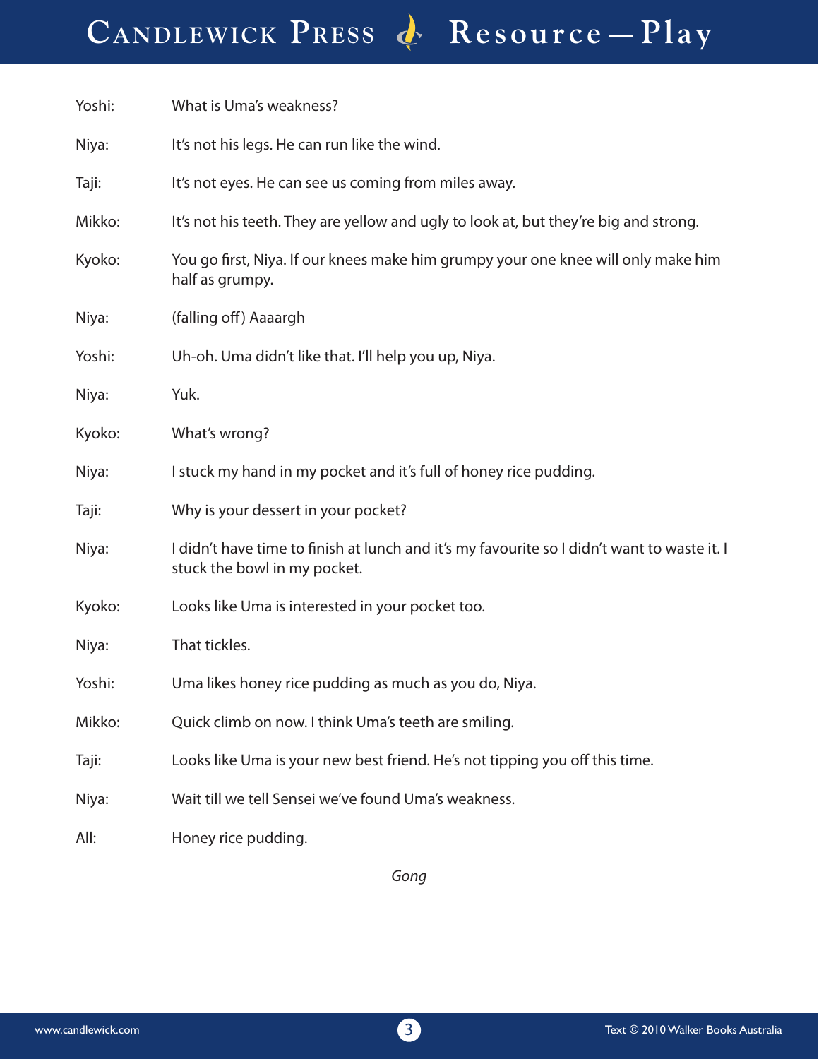Yoshi: What is Uma's weakness?

Niya: It's not his legs. He can run like the wind.

Taji: It's not eyes. He can see us coming from miles away.

Mikko: It's not his teeth. They are yellow and ugly to look at, but they're big and strong.

Kyoko: You go first, Niya. If our knees make him grumpy your one knee will only make him half as grumpy.

Niya: (falling off) Aaaargh

Yoshi: Uh-oh. Uma didn't like that. I'll help you up, Niya.

Niya: Yuk.

Kyoko: What's wrong?

Niya: I stuck my hand in my pocket and it's full of honey rice pudding.

Taji: Why is your dessert in your pocket?

Niya: I didn't have time to finish at lunch and it's my favourite so I didn't want to waste it. I stuck the bowl in my pocket.

Kyoko: Looks like Uma is interested in your pocket too.

Niya: That tickles.

Yoshi: Uma likes honey rice pudding as much as you do, Niya.

Mikko: Quick climb on now. I think Uma's teeth are smiling.

Taji: Looks like Uma is your new best friend. He's not tipping you off this time.

Niya: Wait till we tell Sensei we've found Uma's weakness.

All: Honey rice pudding.

*Gong*